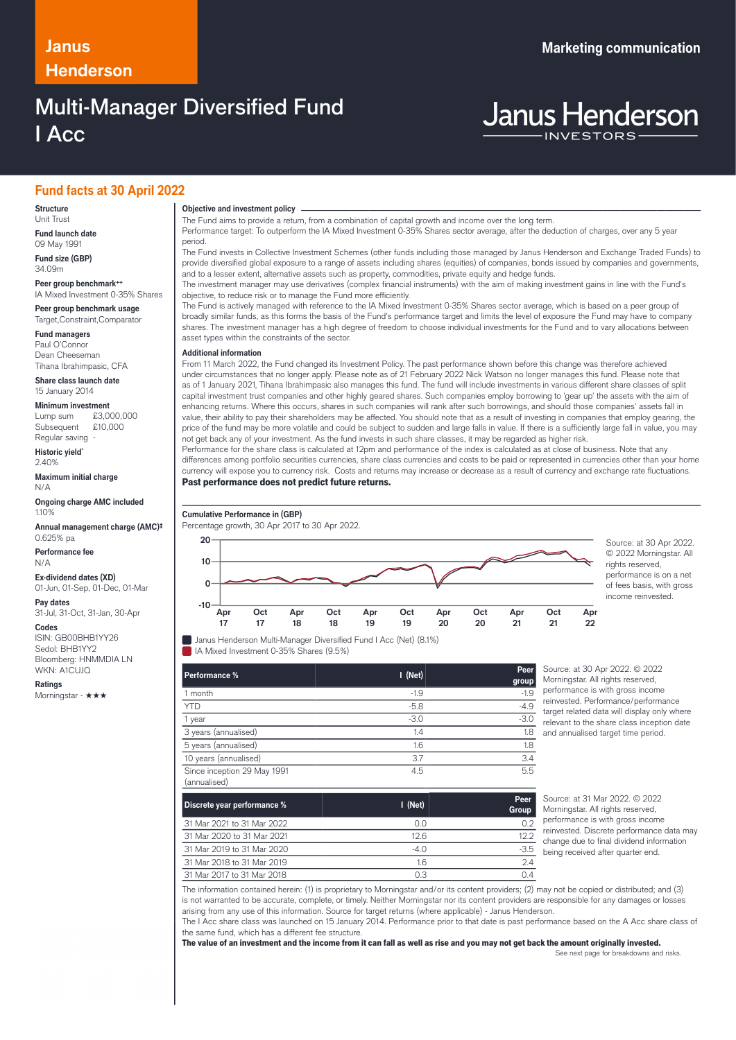# Janus Henderson

**Marketing communication**

# Multi-Manager Diversified Fund I Acc

Janus Henderson INVESTORS

## Fund facts at 30 April 2022

**Structure**
Unit Trust

**Fund launch date**
09 May 1991

**Fund size (GBP)**
34.09m

**Peer group benchmark**⁺⁺
IA Mixed Investment 0-35% Shares

**Peer group benchmark usage**
Target,Constraint,Comparator

**Fund managers**
Paul O'Connor
Dean Cheeseman
Tihana Ibrahimpasic, CFA

**Share class launch date**
15 January 2014

**Minimum investment**
Lump sum £3,000,000
Subsequent £10,000
Regular saving -

**Historic yield***
2.40%

**Maximum initial charge**
N/A

**Ongoing charge AMC included**
1.10%

**Annual management charge (AMC)‡**
0.625% pa

**Performance fee**
N/A

**Ex-dividend dates (XD)**
01-Jun, 01-Sep, 01-Dec, 01-Mar

**Pay dates**
31-Jul, 31-Oct, 31-Jan, 30-Apr

**Codes**
ISIN: GB00BHB1YY26
Sedol: BHB1YY2
Bloomberg: HNMMDIA LN
WKN: A1CUJQ

**Ratings**
Morningstar - ★★★

### Objective and investment policy

The Fund aims to provide a return, from a combination of capital growth and income over the long term.
Performance target: To outperform the IA Mixed Investment 0-35% Shares sector average, after the deduction of charges, over any 5 year period.
The Fund invests in Collective Investment Schemes (other funds including those managed by Janus Henderson and Exchange Traded Funds) to provide diversified global exposure to a range of assets including shares (equities) of companies, bonds issued by companies and governments, and to a lesser extent, alternative assets such as property, commodities, private equity and hedge funds.
The investment manager may use derivatives (complex financial instruments) with the aim of making investment gains in line with the Fund's objective, to reduce risk or to manage the Fund more efficiently.
The Fund is actively managed with reference to the IA Mixed Investment 0-35% Shares sector average, which is based on a peer group of broadly similar funds, as this forms the basis of the Fund's performance target and limits the level of exposure the Fund may have to company shares. The investment manager has a high degree of freedom to choose individual investments for the Fund and to vary allocations between asset types within the constraints of the sector.

### Additional information

From 11 March 2022, the Fund changed its Investment Policy. The past performance shown before this change was therefore achieved under circumstances that no longer apply. Please note as of 21 February 2022 Nick Watson no longer manages this fund. Please note that as of 1 January 2021, Tihana Ibrahimpasic also manages this fund. The fund will include investments in various different share classes of split capital investment trust companies and other highly geared shares. Such companies employ borrowing to 'gear up' the assets with the aim of enhancing returns. Where this occurs, shares in such companies will rank after such borrowings, and should those companies' assets fall in value, their ability to pay their shareholders may be affected. You should note that as a result of investing in companies that employ gearing, the price of the fund may be more volatile and could be subject to sudden and large falls in value. If there is a sufficiently large fall in value, you may not get back any of your investment. As the fund invests in such share classes, it may be regarded as higher risk.
Performance for the share class is calculated at 12pm and performance of the index is calculated as at close of business. Note that any differences among portfolio securities currencies, share class currencies and costs to be paid or represented in currencies other than your home currency will expose you to currency risk. Costs and returns may increase or decrease as a result of currency and exchange rate fluctuations.
**Past performance does not predict future returns.**

### Cumulative Performance in (GBP)

Percentage growth, 30 Apr 2017 to 30 Apr 2022.

Janus Henderson Multi-Manager Diversified Fund I Acc (Net) (8.1%)
IA Mixed Investment 0-35% Shares (9.5%)

Source: at 30 Apr 2022. © 2022 Morningstar. All rights reserved, performance is on a net of fees basis, with gross income reinvested.

| Performance % | I (Net) | Peer group |
|---|---|---|
| 1 month | -1.9 | -1.9 |
| YTD | -5.8 | -4.9 |
| 1 year | -3.0 | -3.0 |
| 3 years (annualised) | 1.4 | 1.8 |
| 5 years (annualised) | 1.6 | 1.8 |
| 10 years (annualised) | 3.7 | 3.4 |
| Since inception 29 May 1991 (annualised) | 4.5 | 5.5 |

Source: at 30 Apr 2022. © 2022 Morningstar. All rights reserved, performance is with gross income reinvested. Performance/performance target related data will display only where relevant to the share class inception date and annualised target time period.

| Discrete year performance % | I (Net) | Peer Group |
|---|---|---|
| 31 Mar 2021 to 31 Mar 2022 | 0.0 | 0.2 |
| 31 Mar 2020 to 31 Mar 2021 | 12.6 | 12.2 |
| 31 Mar 2019 to 31 Mar 2020 | -4.0 | -3.5 |
| 31 Mar 2018 to 31 Mar 2019 | 1.6 | 2.4 |
| 31 Mar 2017 to 31 Mar 2018 | 0.3 | 0.4 |

Source: at 31 Mar 2022. © 2022 Morningstar. All rights reserved, performance is with gross income reinvested. Discrete performance data may change due to final dividend information being received after quarter end.

The information contained herein: (1) is proprietary to Morningstar and/or its content providers; (2) may not be copied or distributed; and (3) is not warranted to be accurate, complete, or timely. Neither Morningstar nor its content providers are responsible for any damages or losses arising from any use of this information. Source for target returns (where applicable) - Janus Henderson.
The I Acc share class was launched on 15 January 2014. Performance prior to that date is past performance based on the A Acc share class of the same fund, which has a different fee structure.
**The value of an investment and the income from it can fall as well as rise and you may not get back the amount originally invested.**

See next page for breakdowns and risks.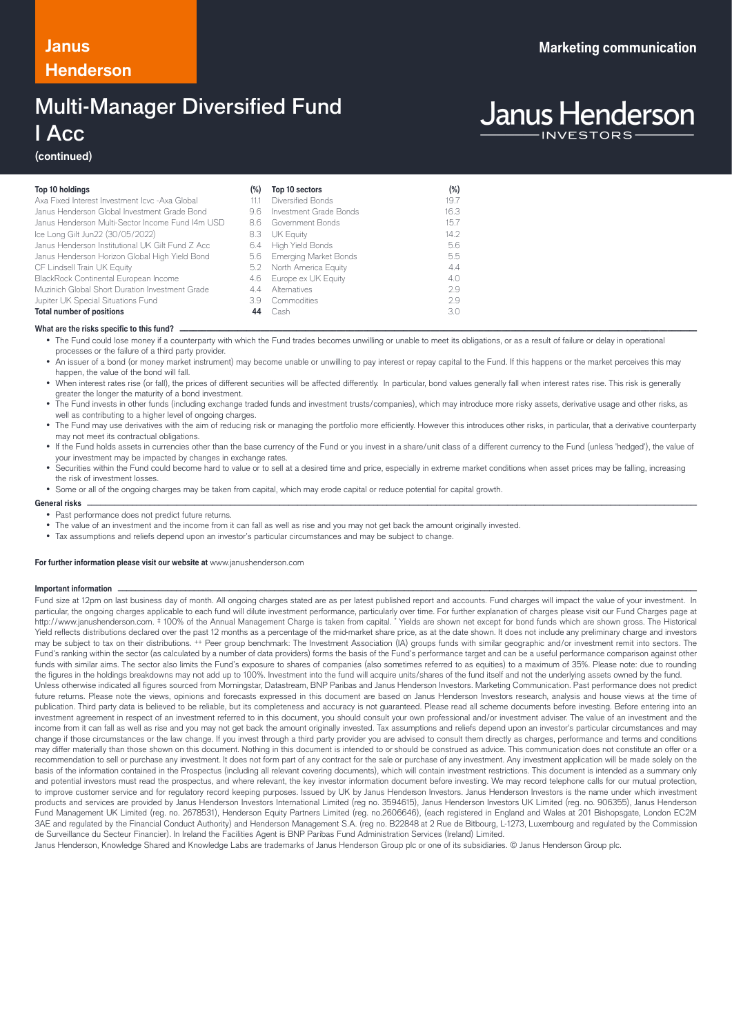Janus Henderson

Marketing communication

# Multi-Manager Diversified Fund I Acc

**(continued)**

Janus Henderson INVESTORS

| Top 10 holdings | (%) | Top 10 sectors | (%) |
|---|---|---|---|
| Axa Fixed Interest Investment Icvc -Axa Global | 11.1 | Diversified Bonds | 19.7 |
| Janus Henderson Global Investment Grade Bond | 9.6 | Investment Grade Bonds | 16.3 |
| Janus Henderson Multi-Sector Income Fund I4m USD | 8.6 | Government Bonds | 15.7 |
| Ice Long Gilt Jun22 (30/05/2022) | 8.3 | UK Equity | 14.2 |
| Janus Henderson Institutional UK Gilt Fund Z Acc | 6.4 | High Yield Bonds | 5.6 |
| Janus Henderson Horizon Global High Yield Bond | 5.6 | Emerging Market Bonds | 5.5 |
| CF Lindsell Train UK Equity | 5.2 | North America Equity | 4.4 |
| BlackRock Continental European Income | 4.6 | Europe ex UK Equity | 4.0 |
| Muzinich Global Short Duration Investment Grade | 4.4 | Alternatives | 2.9 |
| Jupiter UK Special Situations Fund | 3.9 | Commodities | 2.9 |
| **Total number of positions** | **44** | Cash | 3.0 |

**What are the risks specific to this fund?**

- The Fund could lose money if a counterparty with which the Fund trades becomes unwilling or unable to meet its obligations, or as a result of failure or delay in operational processes or the failure of a third party provider.
- An issuer of a bond (or money market instrument) may become unable or unwilling to pay interest or repay capital to the Fund. If this happens or the market perceives this may happen, the value of the bond will fall.
- When interest rates rise (or fall), the prices of different securities will be affected differently. In particular, bond values generally fall when interest rates rise. This risk is generally greater the longer the maturity of a bond investment.
- The Fund invests in other funds (including exchange traded funds and investment trusts/companies), which may introduce more risky assets, derivative usage and other risks, as well as contributing to a higher level of ongoing charges.
- The Fund may use derivatives with the aim of reducing risk or managing the portfolio more efficiently. However this introduces other risks, in particular, that a derivative counterparty may not meet its contractual obligations.
- If the Fund holds assets in currencies other than the base currency of the Fund or you invest in a share/unit class of a different currency to the Fund (unless 'hedged'), the value of your investment may be impacted by changes in exchange rates.
- Securities within the Fund could become hard to value or to sell at a desired time and price, especially in extreme market conditions when asset prices may be falling, increasing the risk of investment losses.
- Some or all of the ongoing charges may be taken from capital, which may erode capital or reduce potential for capital growth.

**General risks**

- Past performance does not predict future returns.
- The value of an investment and the income from it can fall as well as rise and you may not get back the amount originally invested.
- Tax assumptions and reliefs depend upon an investor's particular circumstances and may be subject to change.

**For further information please visit our website at** www.janushenderson.com

**Important information**

Fund size at 12pm on last business day of month. All ongoing charges stated are as per latest published report and accounts. Fund charges will impact the value of your investment. In particular, the ongoing charges applicable to each fund will dilute investment performance, particularly over time. For further explanation of charges please visit our Fund Charges page at http://www.janushenderson.com. ‡ 100% of the Annual Management Charge is taken from capital. * Yields are shown net except for bond funds which are shown gross. The Historical Yield reflects distributions declared over the past 12 months as a percentage of the mid-market share price, as at the date shown. It does not include any preliminary charge and investors may be subject to tax on their distributions. ++ Peer group benchmark: The Investment Association (IA) groups funds with similar geographic and/or investment remit into sectors. The Fund's ranking within the sector (as calculated by a number of data providers) forms the basis of the Fund's performance target and can be a useful performance comparison against other funds with similar aims. The sector also limits the Fund's exposure to shares of companies (also sometimes referred to as equities) to a maximum of 35%. Please note: due to rounding the figures in the holdings breakdowns may not add up to 100%. Investment into the fund will acquire units/shares of the fund itself and not the underlying assets owned by the fund.
Unless otherwise indicated all figures sourced from Morningstar, Datastream, BNP Paribas and Janus Henderson Investors. Marketing Communication. Past performance does not predict future returns. Please note the views, opinions and forecasts expressed in this document are based on Janus Henderson Investors research, analysis and house views at the time of publication. Third party data is believed to be reliable, but its completeness and accuracy is not guaranteed. Please read all scheme documents before investing. Before entering into an investment agreement in respect of an investment referred to in this document, you should consult your own professional and/or investment adviser. The value of an investment and the income from it can fall as well as rise and you may not get back the amount originally invested. Tax assumptions and reliefs depend upon an investor's particular circumstances and may change if those circumstances or the law change. If you invest through a third party provider you are advised to consult them directly as charges, performance and terms and conditions may differ materially than those shown on this document. Nothing in this document is intended to or should be construed as advice. This communication does not constitute an offer or a recommendation to sell or purchase any investment. It does not form part of any contract for the sale or purchase of any investment. Any investment application will be made solely on the basis of the information contained in the Prospectus (including all relevant covering documents), which will contain investment restrictions. This document is intended as a summary only and potential investors must read the prospectus, and where relevant, the key investor information document before investing. We may record telephone calls for our mutual protection, to improve customer service and for regulatory record keeping purposes. Issued by UK by Janus Henderson Investors. Janus Henderson Investors is the name under which investment products and services are provided by Janus Henderson Investors International Limited (reg no. 3594615), Janus Henderson Investors UK Limited (reg. no. 906355), Janus Henderson Fund Management UK Limited (reg. no. 2678531), Henderson Equity Partners Limited (reg. no.2606646), (each registered in England and Wales at 201 Bishopsgate, London EC2M 3AE and regulated by the Financial Conduct Authority) and Henderson Management S.A. (reg no. B22848 at 2 Rue de Bitbourg, L-1273, Luxembourg and regulated by the Commission de Surveillance du Secteur Financier). In Ireland the Facilities Agent is BNP Paribas Fund Administration Services (Ireland) Limited.
Janus Henderson, Knowledge Shared and Knowledge Labs are trademarks of Janus Henderson Group plc or one of its subsidiaries. © Janus Henderson Group plc.